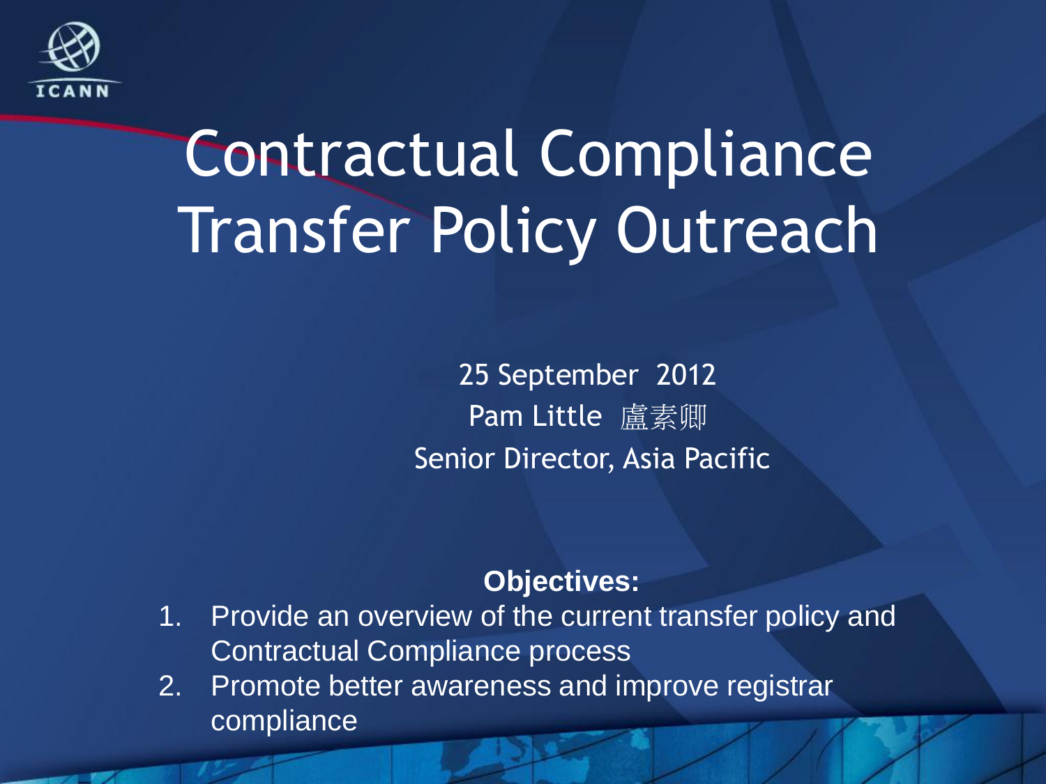# Contractual Compliance Transfer Policy Outreach

25 September 2012

Pam Little 盧素卿

Senior Director, Asia Pacific

**Objectives:**

1. Provide an overview of the current transfer policy and Contractual Compliance process
2. Promote better awareness and improve registrar compliance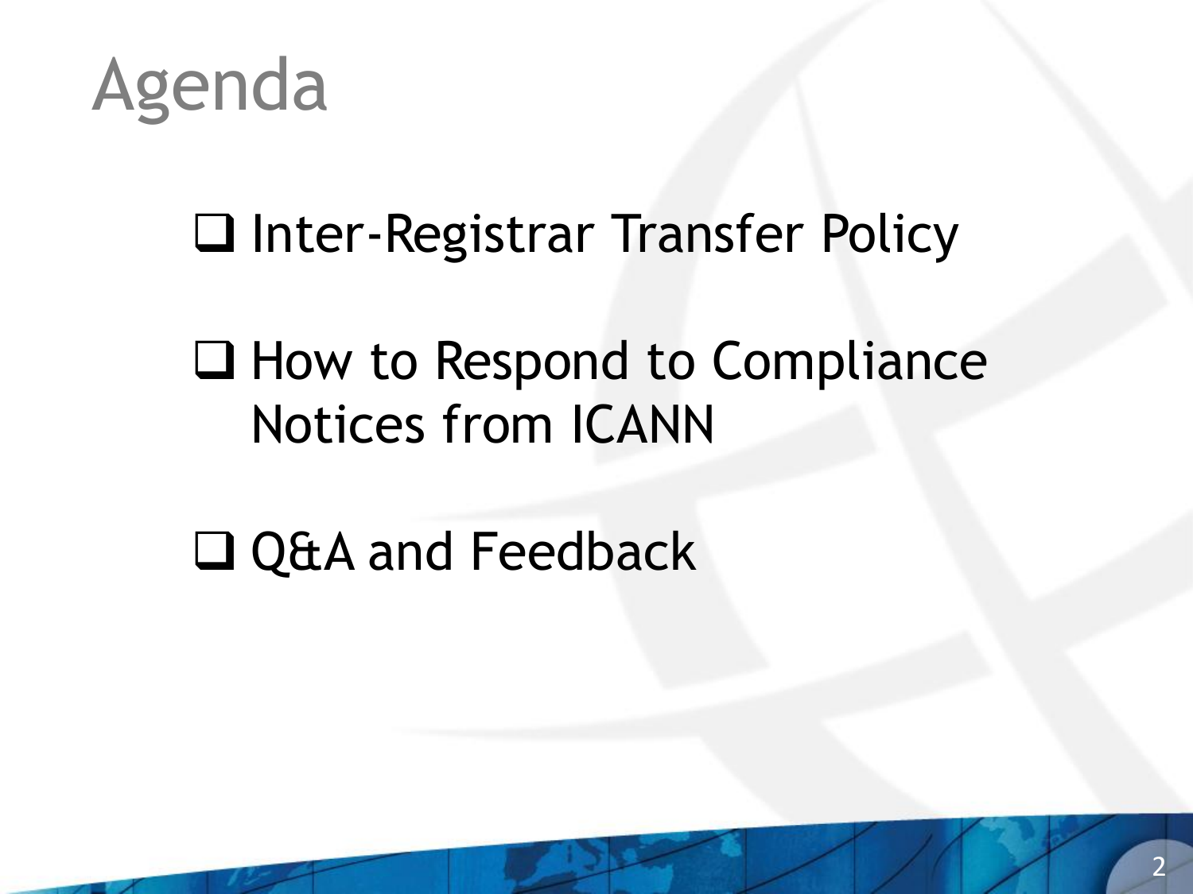# Agenda

- ❑ Inter-Registrar Transfer Policy
- ❑ How to Respond to Compliance Notices from ICANN
- ❑ Q&A and Feedback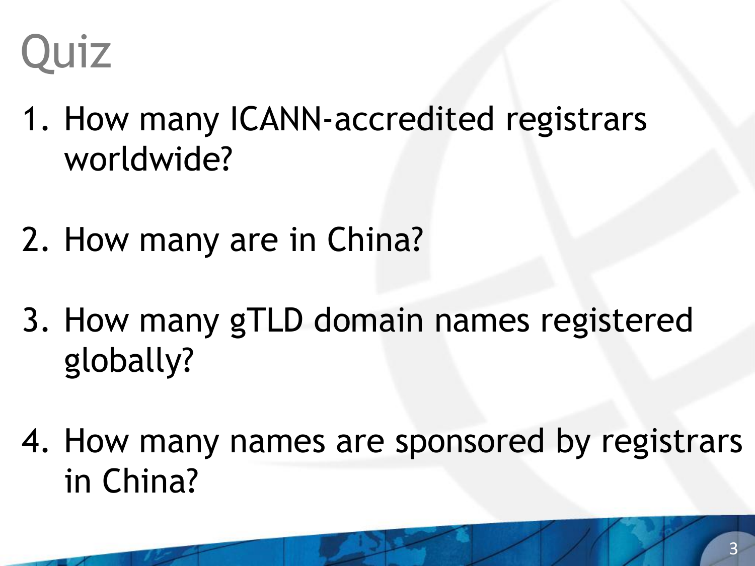# Quiz

1. How many ICANN-accredited registrars worldwide?

2. How many are in China?

3. How many gTLD domain names registered globally?

4. How many names are sponsored by registrars in China?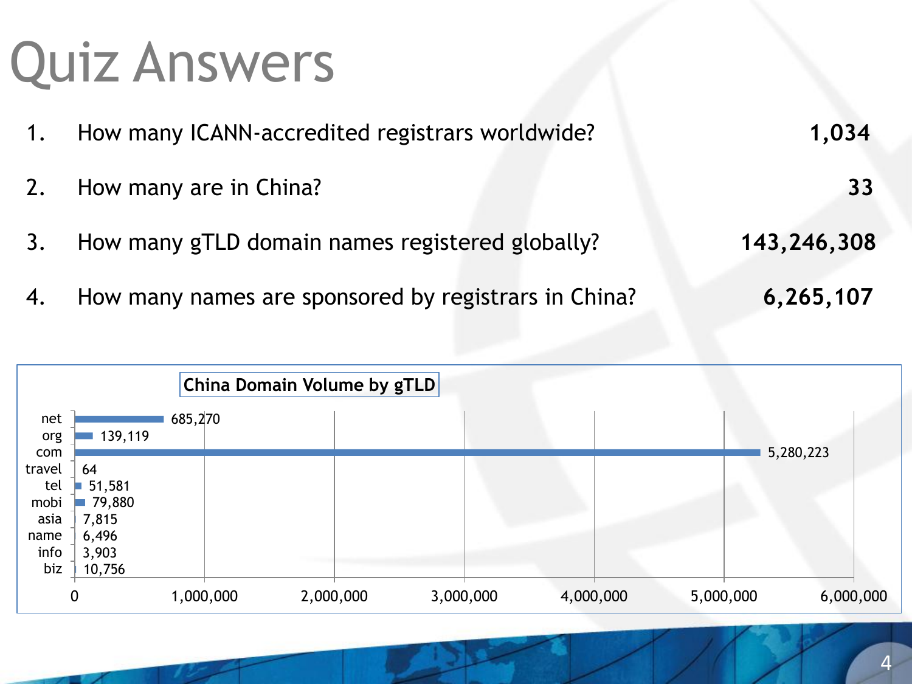# Quiz Answers

1. How many ICANN-accredited registrars worldwide? **1,034**
2. How many are in China? **33**
3. How many gTLD domain names registered globally? **143,246,308**
4. How many names are sponsored by registrars in China? **6,265,107**

**China Domain Volume by gTLD**

| gTLD | Volume |
|---|---|
| net | 685,270 |
| org | 139,119 |
| com | 5,280,223 |
| travel | 64 |
| tel | 51,581 |
| mobi | 79,880 |
| asia | 7,815 |
| name | 6,496 |
| info | 3,903 |
| biz | 10,756 |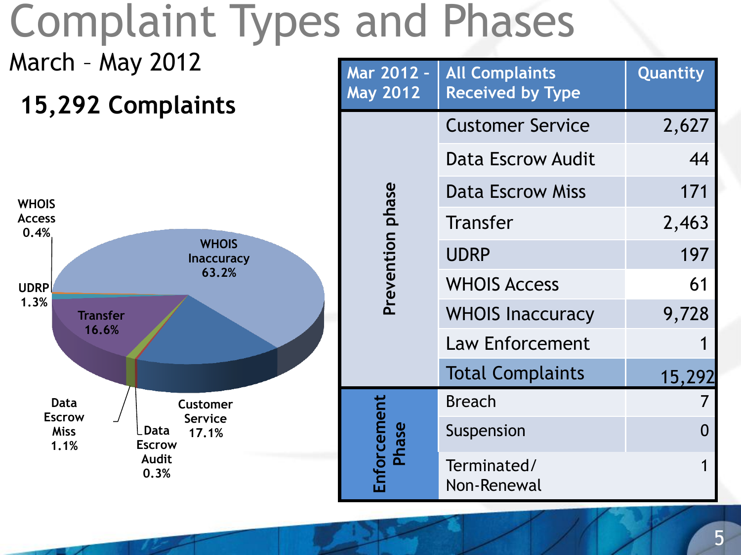# Complaint Types and Phases

March – May 2012

**15,292 Complaints**

WHOIS Access 0.4%

UDRP 1.3%

WHOIS Inaccuracy 63.2%

Transfer 16.6%

Data Escrow Miss 1.1%

Data Escrow Audit 0.3%

Customer Service 17.1%

| Mar 2012 - May 2012 | All Complaints Received by Type | Quantity |
|---|---|---|
| Prevention phase | Customer Service | 2,627 |
| | Data Escrow Audit | 44 |
| | Data Escrow Miss | 171 |
| | Transfer | 2,463 |
| | UDRP | 197 |
| | WHOIS Access | 61 |
| | WHOIS Inaccuracy | 9,728 |
| | Law Enforcement | 1 |
| | Total Complaints | 15,292 |
| Enforcement Phase | Breach | 7 |
| | Suspension | 0 |
| | Terminated/ Non-Renewal | 1 |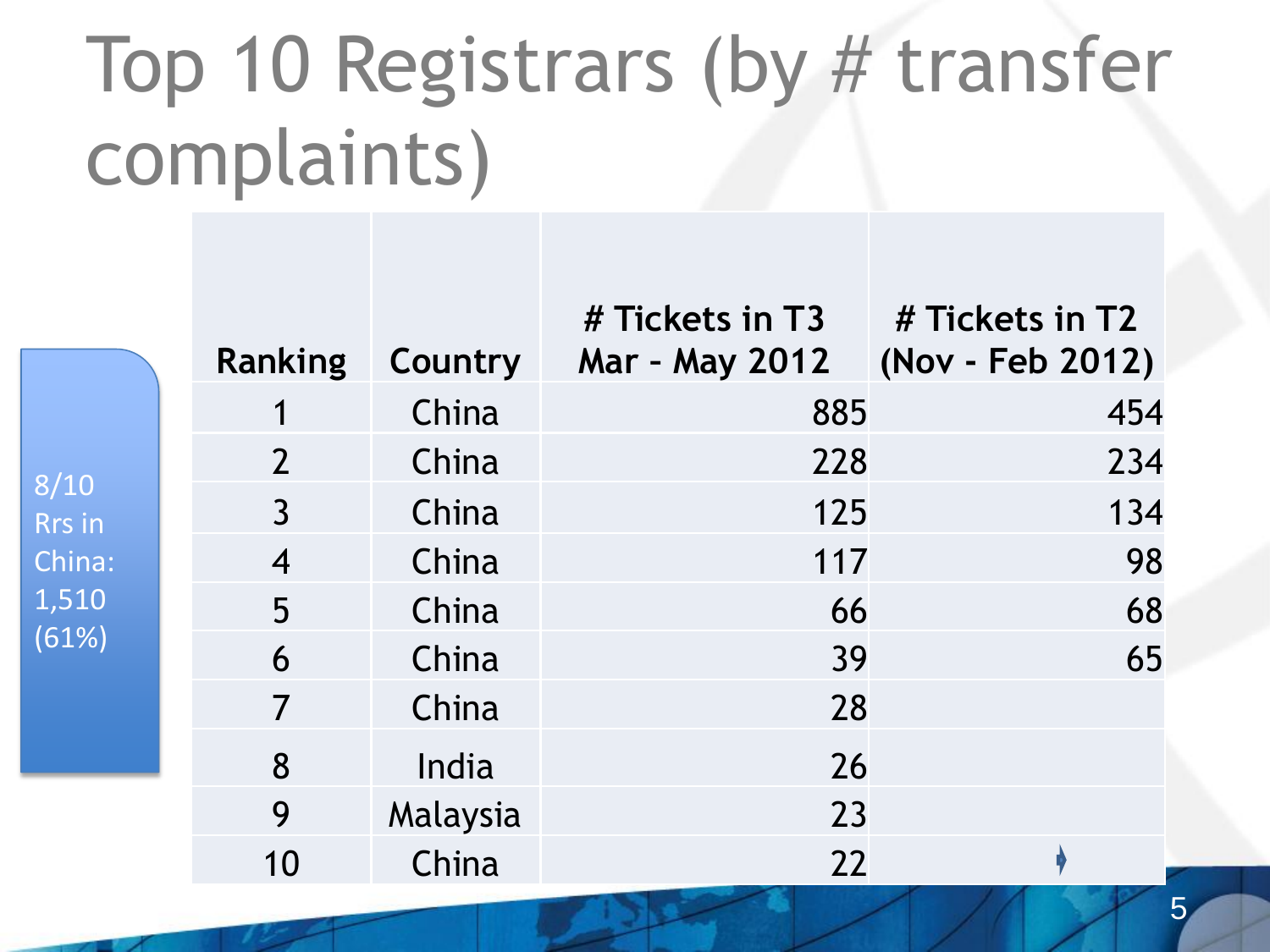# Top 10 Registrars (by # transfer complaints)

8/10 Rrs in China: 1,510 (61%)

| Ranking | Country | # Tickets in T3 Mar - May 2012 | # Tickets in T2 (Nov - Feb 2012) |
|---|---|---|---|
| 1 | China | 885 | 454 |
| 2 | China | 228 | 234 |
| 3 | China | 125 | 134 |
| 4 | China | 117 | 98 |
| 5 | China | 66 | 68 |
| 6 | China | 39 | 65 |
| 7 | China | 28 | |
| 8 | India | 26 | |
| 9 | Malaysia | 23 | |
| 10 | China | 22 | |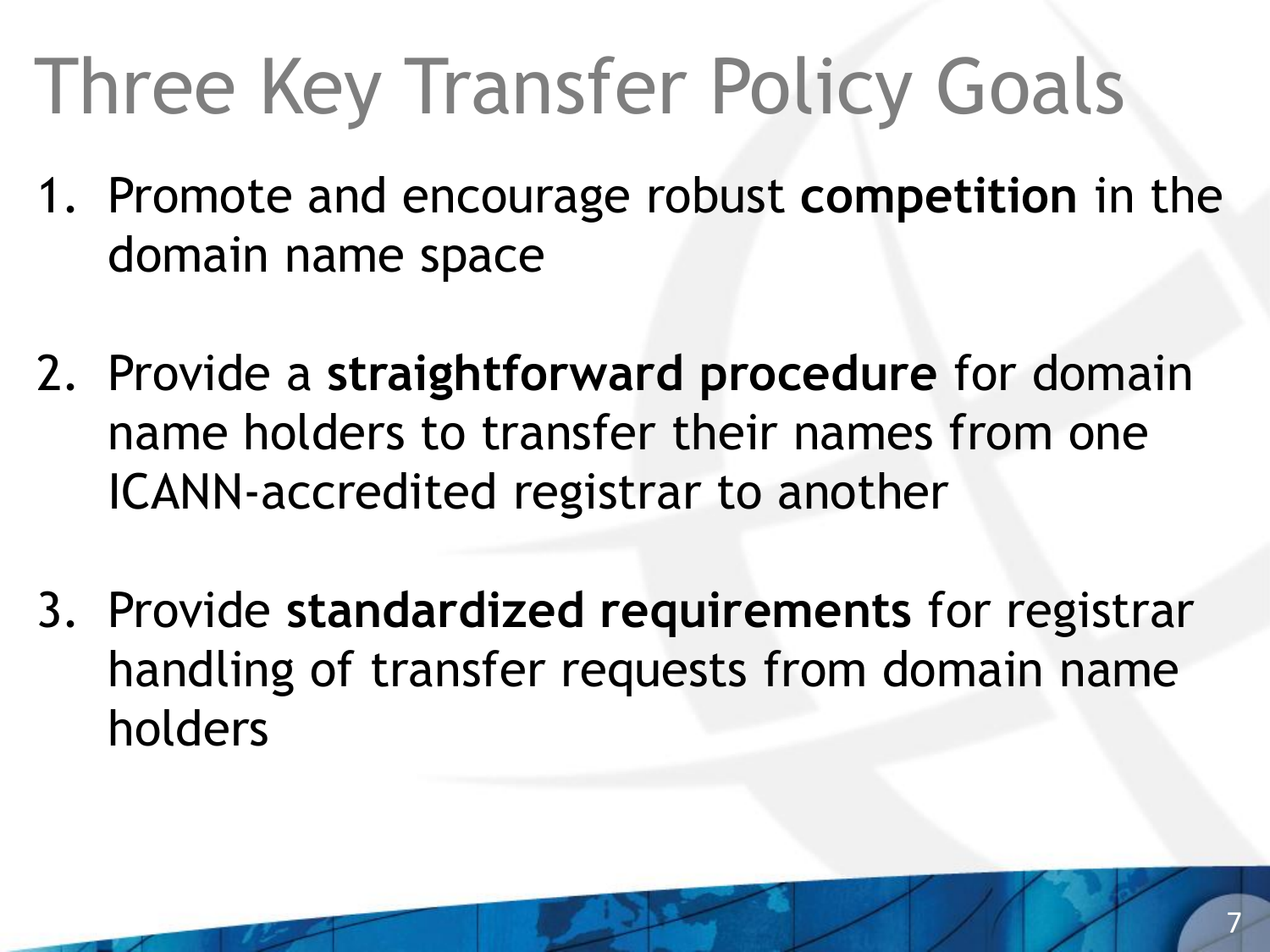# Three Key Transfer Policy Goals

1. Promote and encourage robust **competition** in the domain name space

2. Provide a **straightforward procedure** for domain name holders to transfer their names from one ICANN-accredited registrar to another

3. Provide **standardized requirements** for registrar handling of transfer requests from domain name holders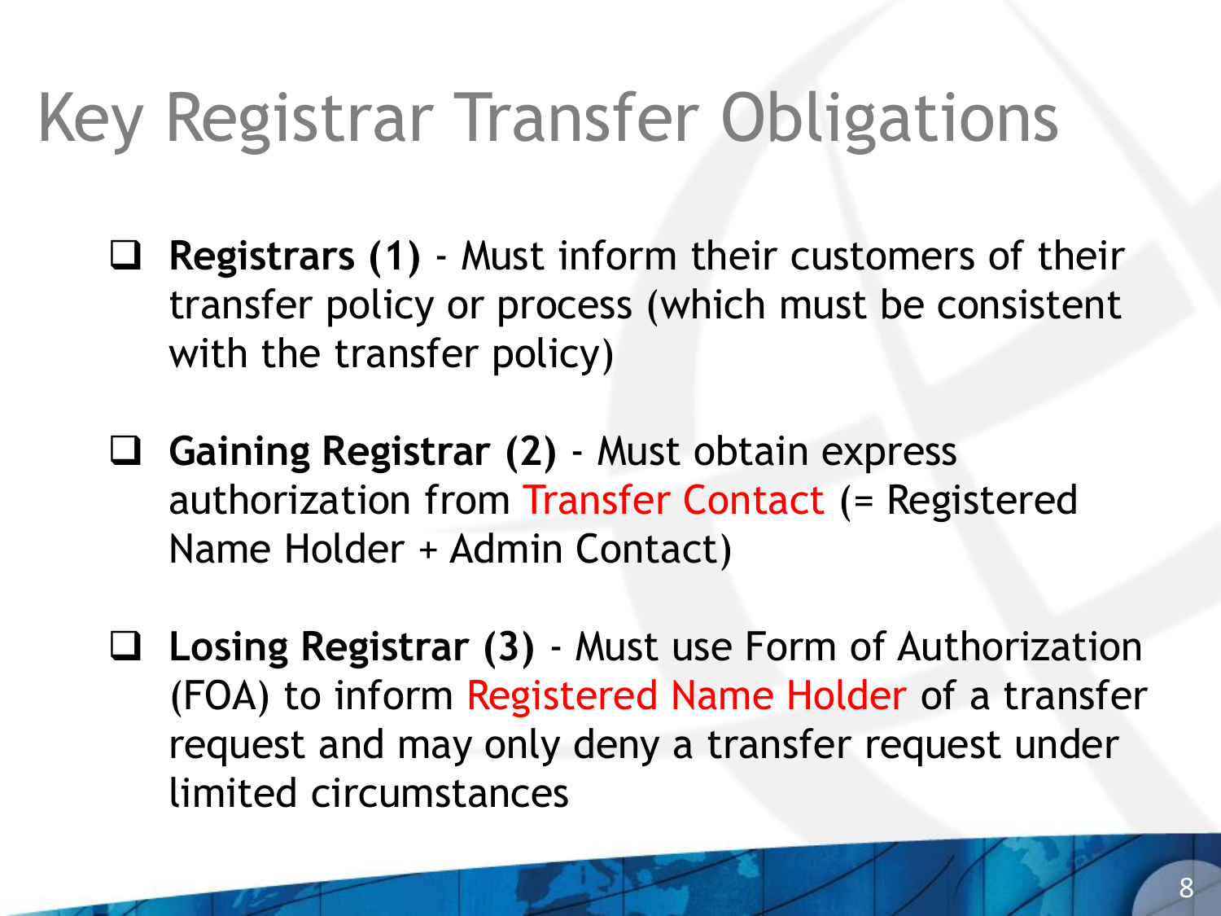# Key Registrar Transfer Obligations

- **Registrars (1)** - Must inform their customers of their transfer policy or process (which must be consistent with the transfer policy)

- **Gaining Registrar (2)** - Must obtain express authorization from Transfer Contact (= Registered Name Holder + Admin Contact)

- **Losing Registrar (3)** - Must use Form of Authorization (FOA) to inform Registered Name Holder of a transfer request and may only deny a transfer request under limited circumstances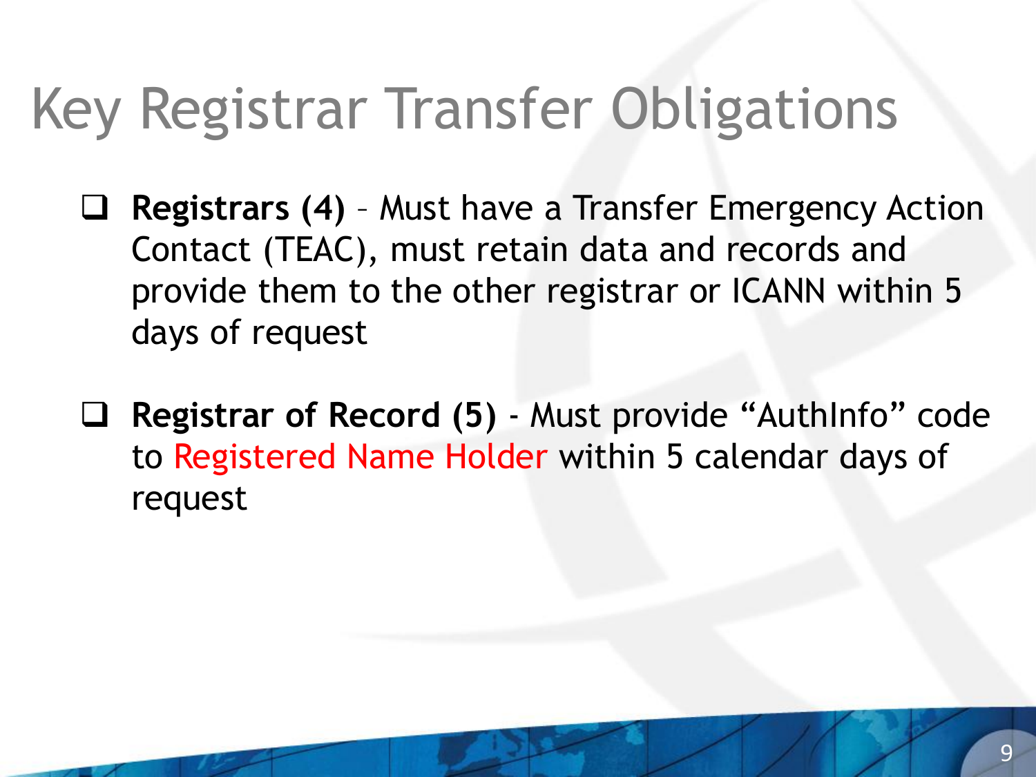# Key Registrar Transfer Obligations

- **Registrars (4)** – Must have a Transfer Emergency Action Contact (TEAC), must retain data and records and provide them to the other registrar or ICANN within 5 days of request

- **Registrar of Record (5)** - Must provide “AuthInfo” code to Registered Name Holder within 5 calendar days of request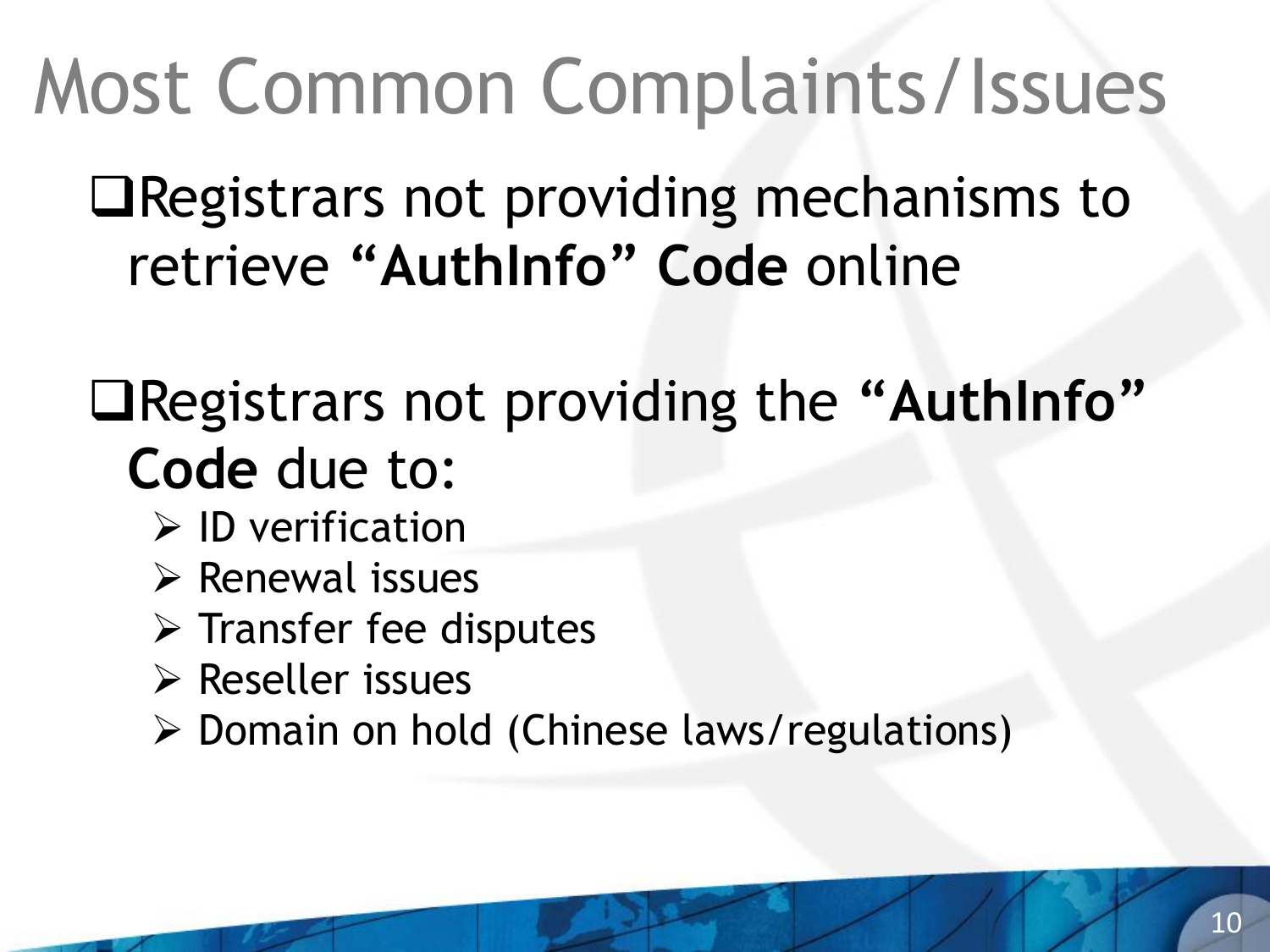# Most Common Complaints/Issues

- Registrars not providing mechanisms to retrieve **"AuthInfo" Code** online

- Registrars not providing the **"AuthInfo" Code** due to:
  - ID verification
  - Renewal issues
  - Transfer fee disputes
  - Reseller issues
  - Domain on hold (Chinese laws/regulations)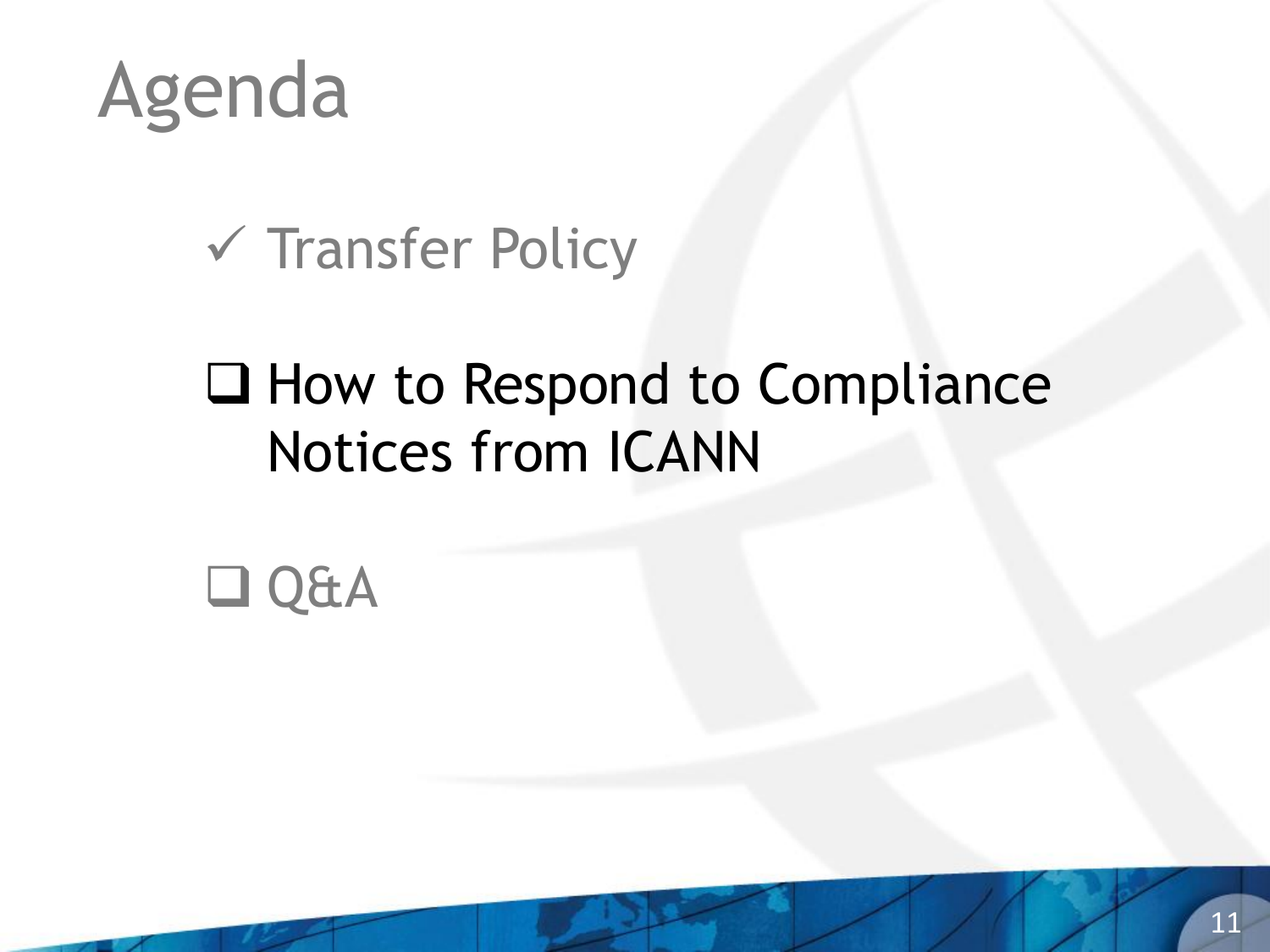# Agenda

- ✓ Transfer Policy
- ❑ How to Respond to Compliance Notices from ICANN
- ❑ Q&A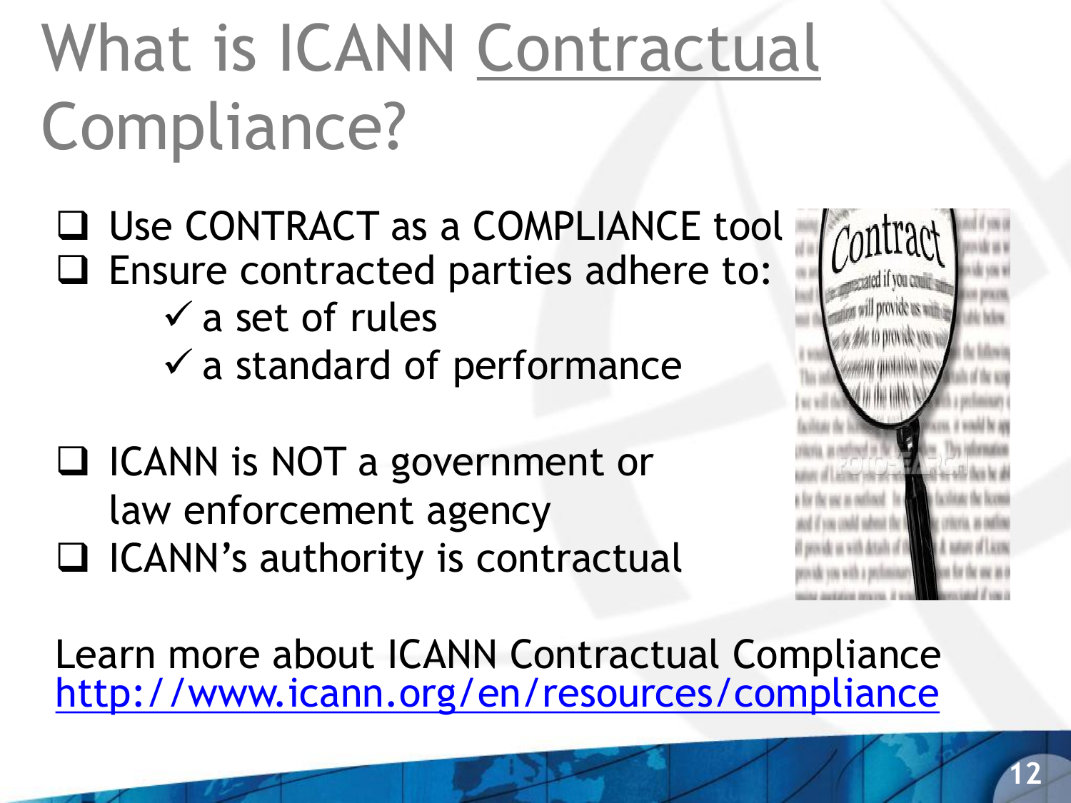# What is ICANN Contractual Compliance?

- Use CONTRACT as a COMPLIANCE tool
- Ensure contracted parties adhere to:
  - ✓ a set of rules
  - ✓ a standard of performance

- ICANN is NOT a government or law enforcement agency
- ICANN's authority is contractual

Learn more about ICANN Contractual Compliance
http://www.icann.org/en/resources/compliance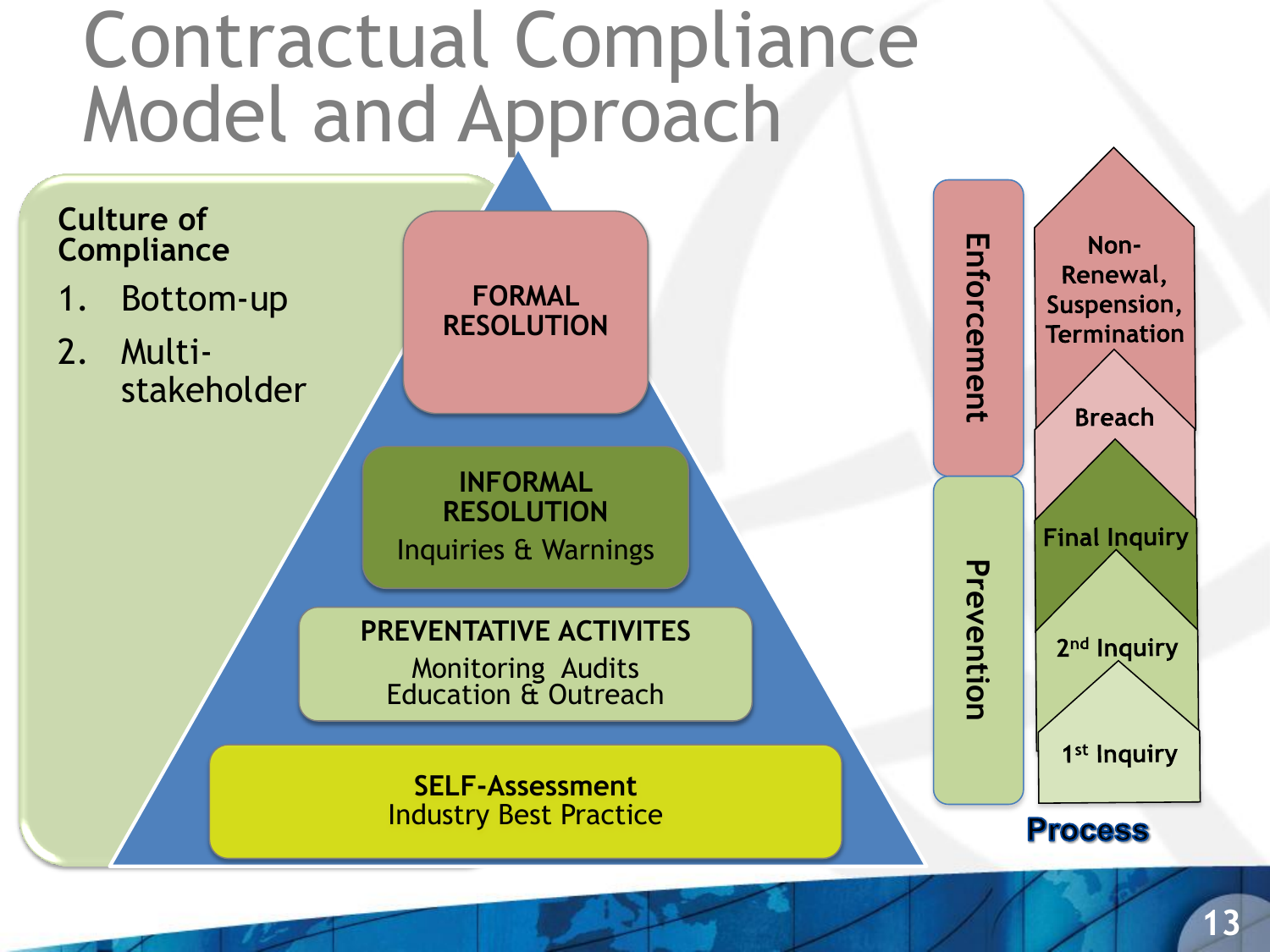# Contractual Compliance Model and Approach

**Culture of Compliance**

1. Bottom-up
2. Multi-stakeholder

**FORMAL RESOLUTION**

**INFORMAL RESOLUTION**
Inquiries & Warnings

**PREVENTATIVE ACTIVITES**
Monitoring Audits
Education & Outreach

**SELF-Assessment**
Industry Best Practice

**Enforcement**

- Non-Renewal, Suspension, Termination
- Breach

**Prevention**

- Final Inquiry
- 2nd Inquiry
- 1st Inquiry

**Process**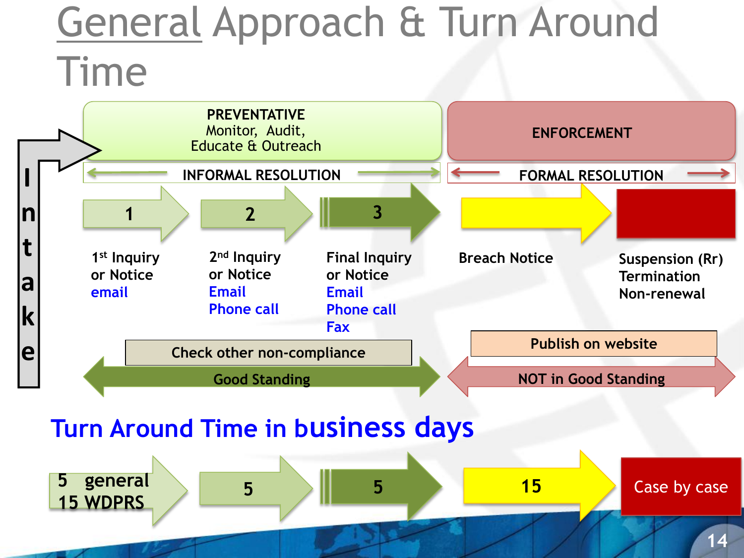# General Approach & Turn Around Time

**Intake**

| PREVENTATIVE<br>Monitor, Audit,<br>Educate & Outreach | | | ENFORCEMENT | |
|---|---|---|---|---|
| INFORMAL RESOLUTION | | | FORMAL RESOLUTION | |
| 1 | 2 | 3 | | |
| 1st Inquiry or Notice<br>email | 2nd Inquiry or Notice<br>Email<br>Phone call | Final Inquiry or Notice<br>Email<br>Phone call<br>Fax | Breach Notice | Suspension (Rr)<br>Termination<br>Non-renewal |

Check other non-compliance

Good Standing

Publish on website

NOT in Good Standing

## Turn Around Time in business days

| 1 | 2 | 3 | Breach Notice | Suspension / Termination / Non-renewal |
|---|---|---|---|---|
| 5 general<br>15 WDPRS | 5 | 5 | 15 | Case by case |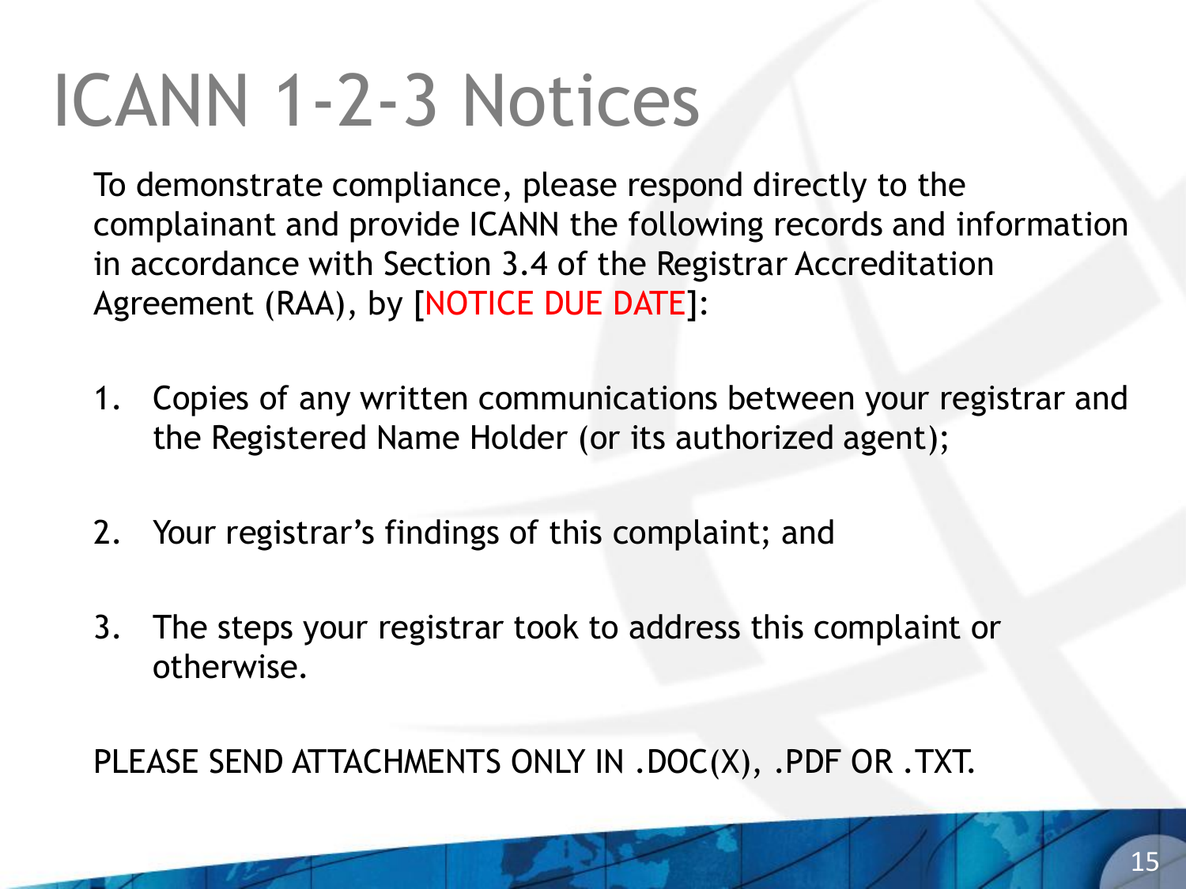# ICANN 1-2-3 Notices

To demonstrate compliance, please respond directly to the complainant and provide ICANN the following records and information in accordance with Section 3.4 of the Registrar Accreditation Agreement (RAA), by [NOTICE DUE DATE]:

1. Copies of any written communications between your registrar and the Registered Name Holder (or its authorized agent);

2. Your registrar's findings of this complaint; and

3. The steps your registrar took to address this complaint or otherwise.

PLEASE SEND ATTACHMENTS ONLY IN .DOC(X), .PDF OR .TXT.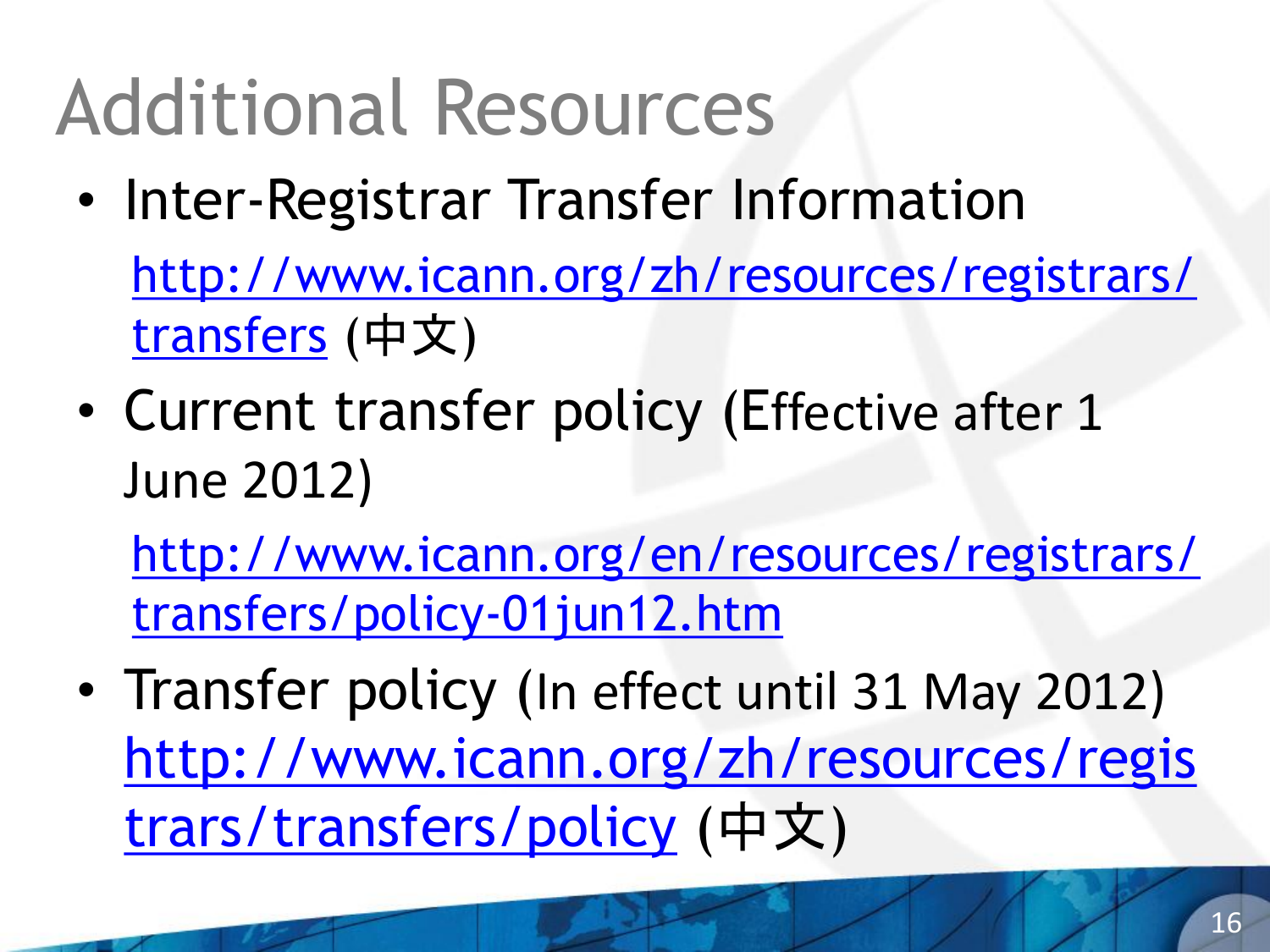# Additional Resources

- Inter-Registrar Transfer Information
  http://www.icann.org/zh/resources/registrars/transfers (中文)
- Current transfer policy (Effective after 1 June 2012)
  http://www.icann.org/en/resources/registrars/transfers/policy-01jun12.htm
- Transfer policy (In effect until 31 May 2012)
  http://www.icann.org/zh/resources/registrars/transfers/policy (中文)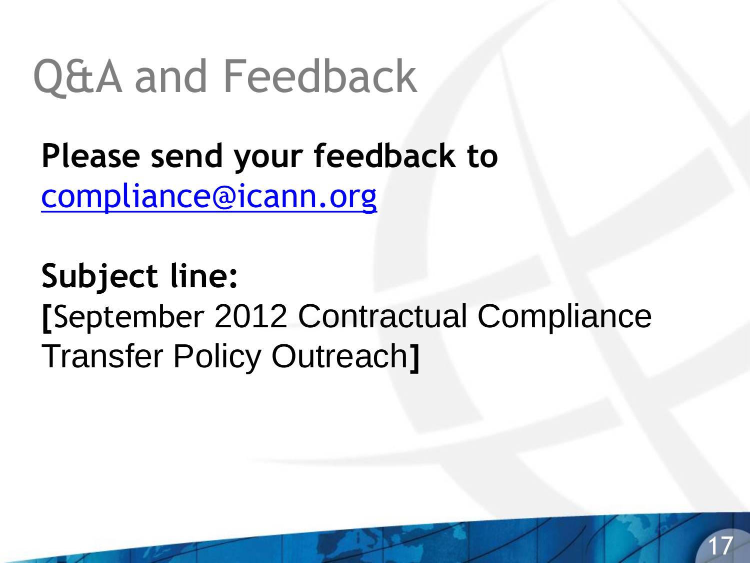# Q&A and Feedback

**Please send your feedback to**
compliance@icann.org

**Subject line:**
**[**September 2012 Contractual Compliance Transfer Policy Outreach**]**